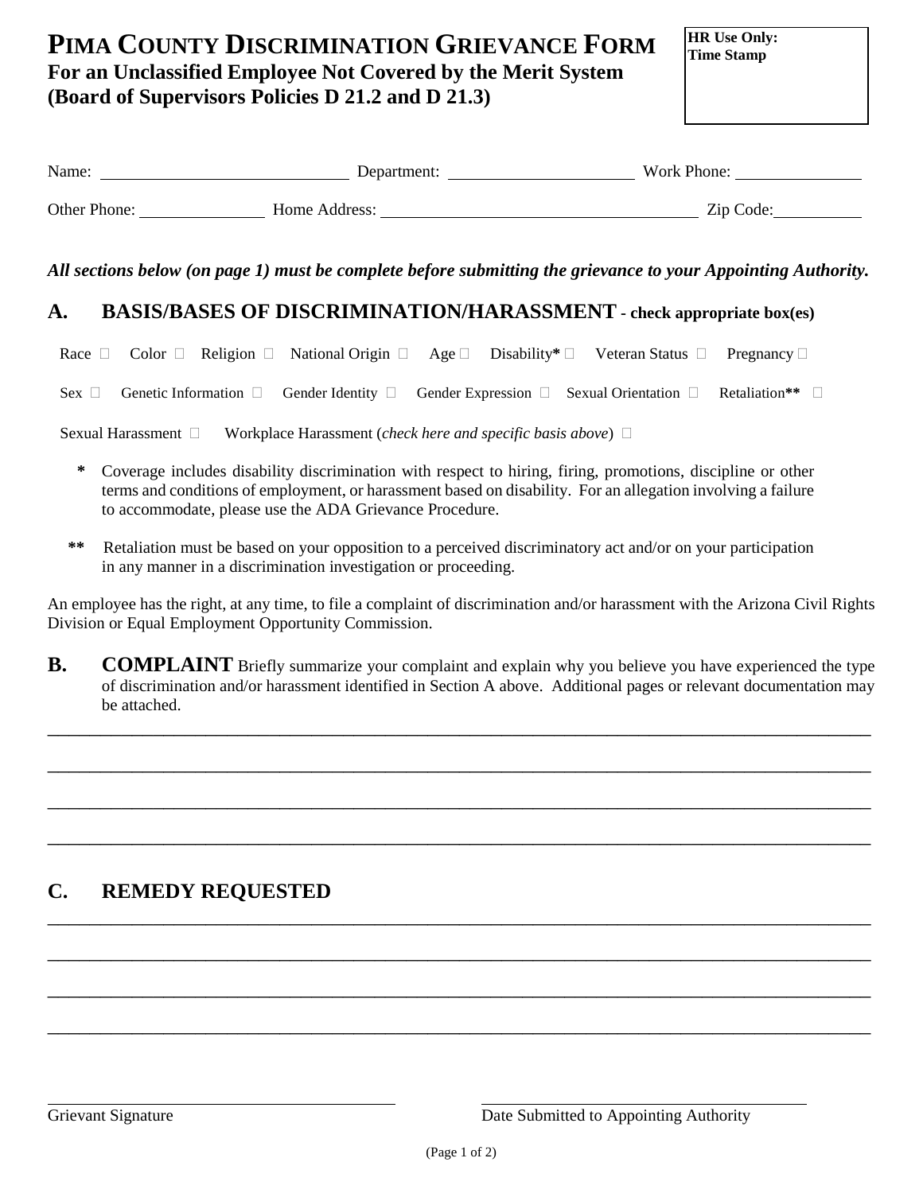# PIMA COUNTY DISCRIMINATION GRIEVANCE FORM

**For an Unclassified Employee Not Covered by the Merit System**
**(Board of Supervisors Policies D 21.2 and D 21.3)**

**HR Use Only:**
**Time Stamp**

Name: ____________________ Department: ____________________ Work Phone: ______________

Other Phone: ______________ Home Address: ______________________________ Zip Code: __________

***All sections below (on page 1) must be complete before submitting the grievance to your Appointing Authority.***

## A. BASIS/BASES OF DISCRIMINATION/HARASSMENT - check appropriate box(es)

Race ☐ Color ☐ Religion ☐ National Origin ☐ Age ☐ Disability* ☐ Veteran Status ☐ Pregnancy ☐

Sex ☐ Genetic Information ☐ Gender Identity ☐ Gender Expression ☐ Sexual Orientation ☐ Retaliation** ☐

Sexual Harassment ☐ Workplace Harassment (*check here and specific basis above*) ☐

**\*** Coverage includes disability discrimination with respect to hiring, firing, promotions, discipline or other terms and conditions of employment, or harassment based on disability. For an allegation involving a failure to accommodate, please use the ADA Grievance Procedure.

**\*\*** Retaliation must be based on your opposition to a perceived discriminatory act and/or on your participation in any manner in a discrimination investigation or proceeding.

An employee has the right, at any time, to file a complaint of discrimination and/or harassment with the Arizona Civil Rights Division or Equal Employment Opportunity Commission.

## B. COMPLAINT

Briefly summarize your complaint and explain why you believe you have experienced the type of discrimination and/or harassment identified in Section A above. Additional pages or relevant documentation may be attached.

______________________________________________________________________________

______________________________________________________________________________

______________________________________________________________________________

______________________________________________________________________________

## C. REMEDY REQUESTED

______________________________________________________________________________

______________________________________________________________________________

______________________________________________________________________________

______________________________________________________________________________

______________________________ ______________________________
Grievant Signature Date Submitted to Appointing Authority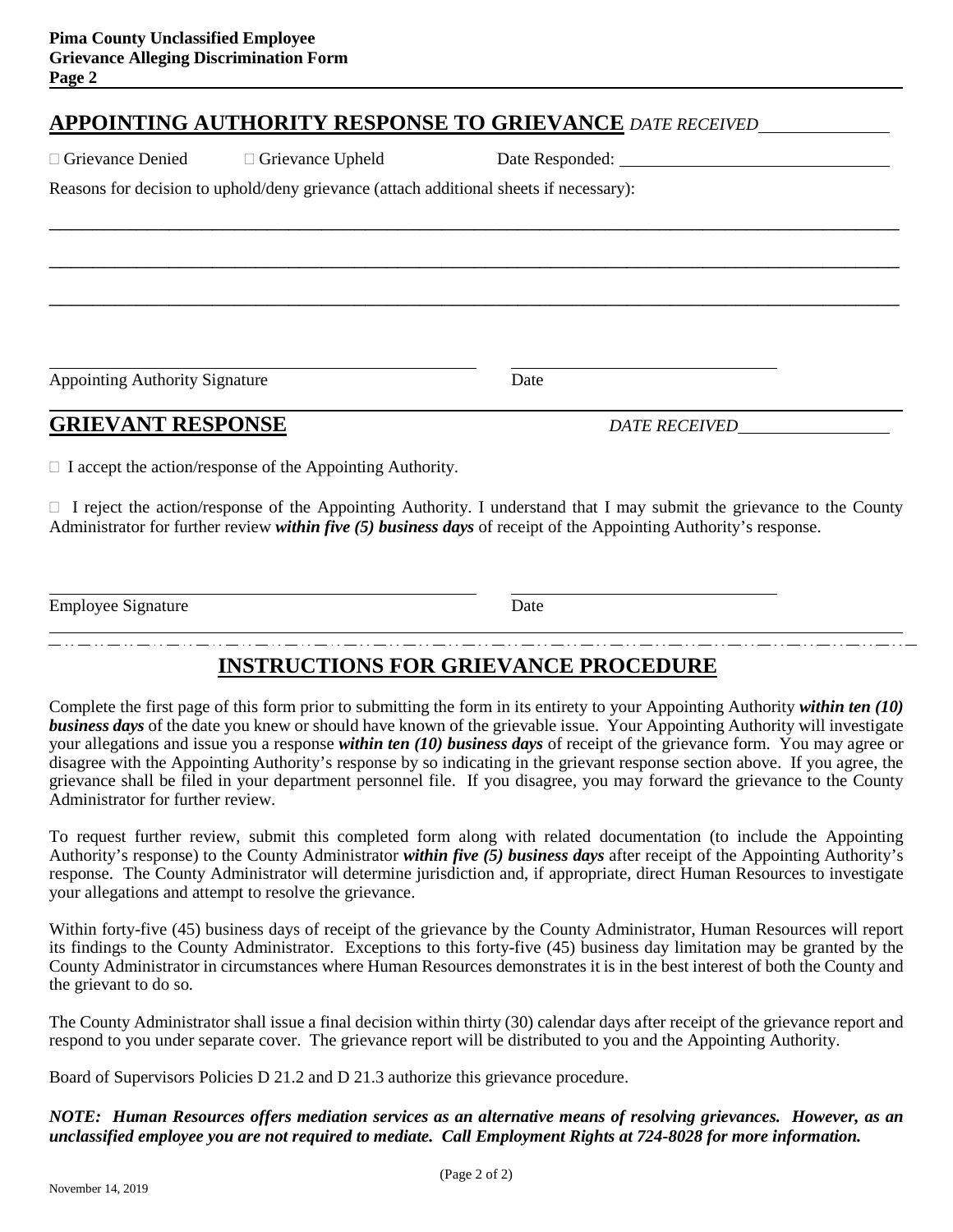## APPOINTING AUTHORITY RESPONSE TO GRIEVANCE *DATE RECEIVED*\_\_\_\_\_\_\_\_\_\_\_\_\_\_

☐ Grievance Denied ☐ Grievance Upheld Date Responded: \_\_\_\_\_\_\_\_\_\_\_\_\_\_\_\_\_\_\_\_\_\_\_\_\_\_\_\_\_\_

Reasons for decision to uphold/deny grievance (attach additional sheets if necessary):

\_\_\_\_\_\_\_\_\_\_\_\_\_\_\_\_\_\_\_\_\_\_\_\_\_\_\_\_\_\_\_\_\_\_\_\_\_\_\_\_\_\_\_\_\_\_\_\_\_\_\_\_\_\_\_\_\_\_\_\_\_\_\_\_\_\_\_\_\_\_\_\_\_\_\_\_\_\_\_\_\_\_\_\_\_\_\_\_\_\_

\_\_\_\_\_\_\_\_\_\_\_\_\_\_\_\_\_\_\_\_\_\_\_\_\_\_\_\_\_\_\_\_\_\_\_\_\_\_\_\_\_\_\_\_\_\_\_\_\_\_\_\_\_\_\_\_\_\_\_\_\_\_\_\_\_\_\_\_\_\_\_\_\_\_\_\_\_\_\_\_\_\_\_\_\_\_\_\_\_\_

\_\_\_\_\_\_\_\_\_\_\_\_\_\_\_\_\_\_\_\_\_\_\_\_\_\_\_\_\_\_\_\_\_\_\_\_\_\_\_\_\_\_\_\_\_\_\_\_\_\_\_\_\_\_\_\_\_\_\_\_\_\_\_\_\_\_\_\_\_\_\_\_\_\_\_\_\_\_\_\_\_\_\_\_\_\_\_\_\_\_

\_\_\_\_\_\_\_\_\_\_\_\_\_\_\_\_\_\_\_\_\_\_\_\_\_\_\_\_\_\_\_\_\_\_\_\_\_\_\_\_ \_\_\_\_\_\_\_\_\_\_\_\_\_\_\_\_\_\_\_\_\_\_\_\_\_\_

Appointing Authority Signature Date

## GRIEVANT RESPONSE *DATE RECEIVED*\_\_\_\_\_\_\_\_\_\_\_\_\_\_

☐ I accept the action/response of the Appointing Authority.

☐ I reject the action/response of the Appointing Authority. I understand that I may submit the grievance to the County Administrator for further review ***within five (5) business days*** of receipt of the Appointing Authority's response.

\_\_\_\_\_\_\_\_\_\_\_\_\_\_\_\_\_\_\_\_\_\_\_\_\_\_\_\_\_\_\_\_\_\_\_\_\_\_\_\_ \_\_\_\_\_\_\_\_\_\_\_\_\_\_\_\_\_\_\_\_\_\_\_\_\_\_

Employee Signature Date

## INSTRUCTIONS FOR GRIEVANCE PROCEDURE

Complete the first page of this form prior to submitting the form in its entirety to your Appointing Authority ***within ten (10) business days*** of the date you knew or should have known of the grievable issue. Your Appointing Authority will investigate your allegations and issue you a response ***within ten (10) business days*** of receipt of the grievance form. You may agree or disagree with the Appointing Authority's response by so indicating in the grievant response section above. If you agree, the grievance shall be filed in your department personnel file. If you disagree, you may forward the grievance to the County Administrator for further review.

To request further review, submit this completed form along with related documentation (to include the Appointing Authority's response) to the County Administrator ***within five (5) business days*** after receipt of the Appointing Authority's response. The County Administrator will determine jurisdiction and, if appropriate, direct Human Resources to investigate your allegations and attempt to resolve the grievance.

Within forty-five (45) business days of receipt of the grievance by the County Administrator, Human Resources will report its findings to the County Administrator. Exceptions to this forty-five (45) business day limitation may be granted by the County Administrator in circumstances where Human Resources demonstrates it is in the best interest of both the County and the grievant to do so.

The County Administrator shall issue a final decision within thirty (30) calendar days after receipt of the grievance report and respond to you under separate cover. The grievance report will be distributed to you and the Appointing Authority.

Board of Supervisors Policies D 21.2 and D 21.3 authorize this grievance procedure.

***NOTE: Human Resources offers mediation services as an alternative means of resolving grievances. However, as an unclassified employee you are not required to mediate. Call Employment Rights at 724-8028 for more information.***

November 14, 2019